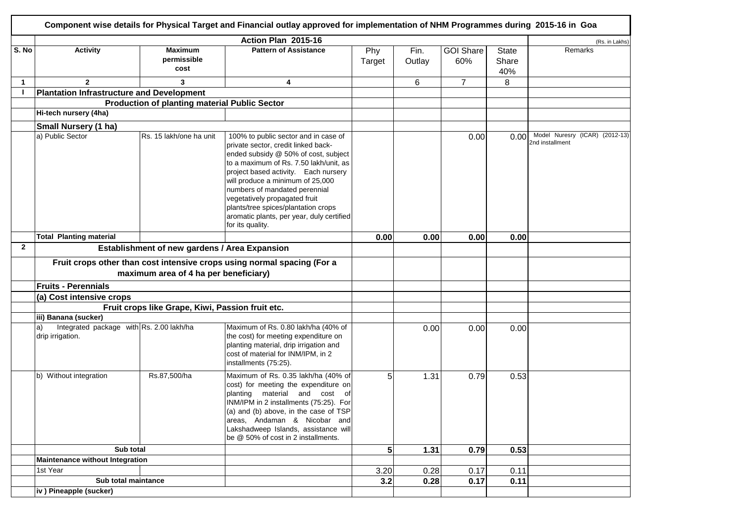# Component wise details for Physical Target and Financial outlay approved for implementation of NHM Programmes during 2015-16 in Goa

| | Action Plan 2015-16 | | | | | | | (Rs. in Lakhs) |
|---|---|---|---|---|---|---|---|---|---|
| S. No | Activity | Maximum permissible cost | Pattern of Assistance | Phy Target | Fin. Outlay | GOI Share 60% | State Share 40% | Remarks |
| 1 | 2 | 3 | 4 | | 6 | 7 | 8 | |
| I | **Plantation Infrastructure and Development** | | | | | | | |
| | | **Production of planting material Public Sector** | | | | | | |
| | **Hi-tech nursery (4ha)** | | | | | | | |
| | **Small Nursery (1 ha)** | | | | | | | |
| | a) Public Sector | Rs. 15 lakh/one ha unit | 100% to public sector and in case of private sector, credit linked back-ended subsidy @ 50% of cost, subject to a maximum of Rs. 7.50 lakh/unit, as project based activity. Each nursery will produce a minimum of 25,000 numbers of mandated perennial vegetatively propagated fruit plants/tree spices/plantation crops aromatic plants, per year, duly certified for its quality. | | | 0.00 | 0.00 | Model Nuresry (ICAR) (2012-13) 2nd installment |
| | **Total Planting material** | | | **0.00** | **0.00** | **0.00** | **0.00** | |
| 2 | | **Establishment of new gardens / Area Expansion** | | | | | | |
| | **Fruit crops other than cost intensive crops using normal spacing (For a maximum area of 4 ha per beneficiary)** | | | | | | | |
| | **Fruits - Perennials** | | | | | | | |
| | **(a) Cost intensive crops** | | | | | | | |
| | | **Fruit crops like Grape, Kiwi, Passion fruit etc.** | | | | | | |
| | **iii) Banana (sucker)** | | | | | | | |
| | a) Integrated package with drip irrigation. | Rs. 2.00 lakh/ha | Maximum of Rs. 0.80 lakh/ha (40% of the cost) for meeting expenditure on planting material, drip irrigation and cost of material for INM/IPM, in 2 installments (75:25). | | 0.00 | 0.00 | 0.00 | |
| | b) Without integration | Rs.87,500/ha | Maximum of Rs. 0.35 lakh/ha (40% of cost) for meeting the expenditure on planting material and cost of INM/IPM in 2 installments (75:25). For (a) and (b) above, in the case of TSP areas, Andaman & Nicobar and Lakshadweep Islands, assistance will be @ 50% of cost in 2 installments. | 5 | 1.31 | 0.79 | 0.53 | |
| | **Sub total** | | | **5** | **1.31** | **0.79** | **0.53** | |
| | **Maintenance without Integration** | | | | | | | |
| | 1st Year | | | 3.20 | 0.28 | 0.17 | 0.11 | |
| | **Sub total maintance** | | | **3.2** | **0.28** | **0.17** | **0.11** | |
| | **iv ) Pineapple (sucker)** | | | | | | | |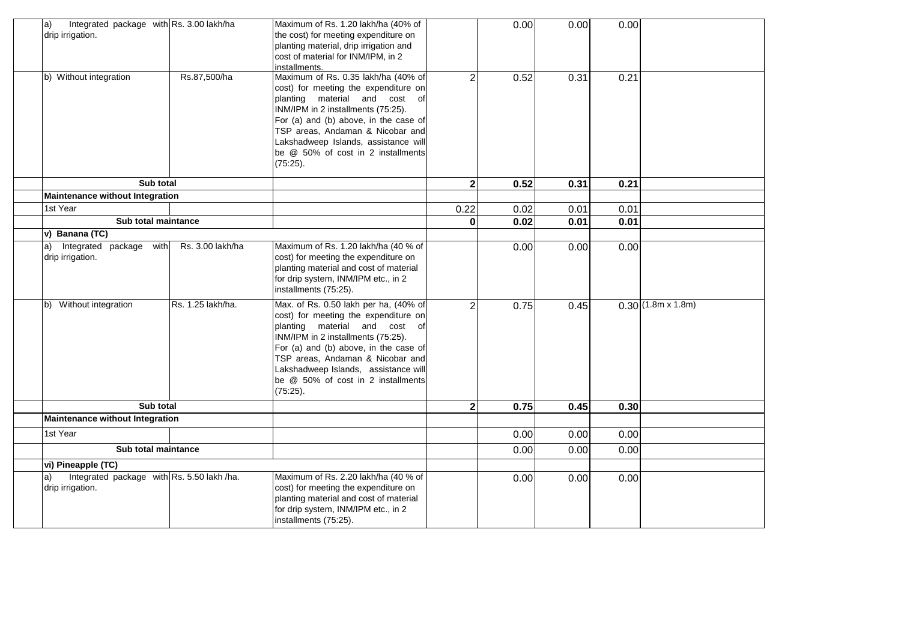| | | | | | | | | |
|---|---|---|---|---|---|---|---|---|
| | a) Integrated package with drip irrigation. | Rs. 3.00 lakh/ha | Maximum of Rs. 1.20 lakh/ha (40% of the cost) for meeting expenditure on planting material, drip irrigation and cost of material for INM/IPM, in 2 installments. | | 0.00 | 0.00 | 0.00 | |
| | b) Without integration | Rs.87,500/ha | Maximum of Rs. 0.35 lakh/ha (40% of cost) for meeting the expenditure on planting material and cost of INM/IPM in 2 installments (75:25). For (a) and (b) above, in the case of TSP areas, Andaman & Nicobar and Lakshadweep Islands, assistance will be @ 50% of cost in 2 installments (75:25). | 2 | 0.52 | 0.31 | 0.21 | |
| | **Sub total** | | | **2** | **0.52** | **0.31** | **0.21** | |
| | **Maintenance without Integration** | | | | | | | |
| | 1st Year | | | 0.22 | 0.02 | 0.01 | 0.01 | |
| | **Sub total maintance** | | | **0** | **0.02** | **0.01** | **0.01** | |
| | **v) Banana (TC)** | | | | | | | |
| | a) Integrated package with drip irrigation. | Rs. 3.00 lakh/ha | Maximum of Rs. 1.20 lakh/ha (40 % of cost) for meeting the expenditure on planting material and cost of material for drip system, INM/IPM etc., in 2 installments (75:25). | | 0.00 | 0.00 | 0.00 | |
| | b) Without integration | Rs. 1.25 lakh/ha. | Max. of Rs. 0.50 lakh per ha, (40% of cost) for meeting the expenditure on planting material and cost of INM/IPM in 2 installments (75:25). For (a) and (b) above, in the case of TSP areas, Andaman & Nicobar and Lakshadweep Islands, assistance will be @ 50% of cost in 2 installments (75:25). | 2 | 0.75 | 0.45 | 0.30 | (1.8m x 1.8m) |
| | **Sub total** | | | **2** | **0.75** | **0.45** | **0.30** | |
| | **Maintenance without Integration** | | | | | | | |
| | 1st Year | | | | 0.00 | 0.00 | 0.00 | |
| | **Sub total maintance** | | | | 0.00 | 0.00 | 0.00 | |
| | **vi) Pineapple (TC)** | | | | | | | |
| | a) Integrated package with drip irrigation. | Rs. 5.50 lakh /ha. | Maximum of Rs. 2.20 lakh/ha (40 % of cost) for meeting the expenditure on planting material and cost of material for drip system, INM/IPM etc., in 2 installments (75:25). | | 0.00 | 0.00 | 0.00 | |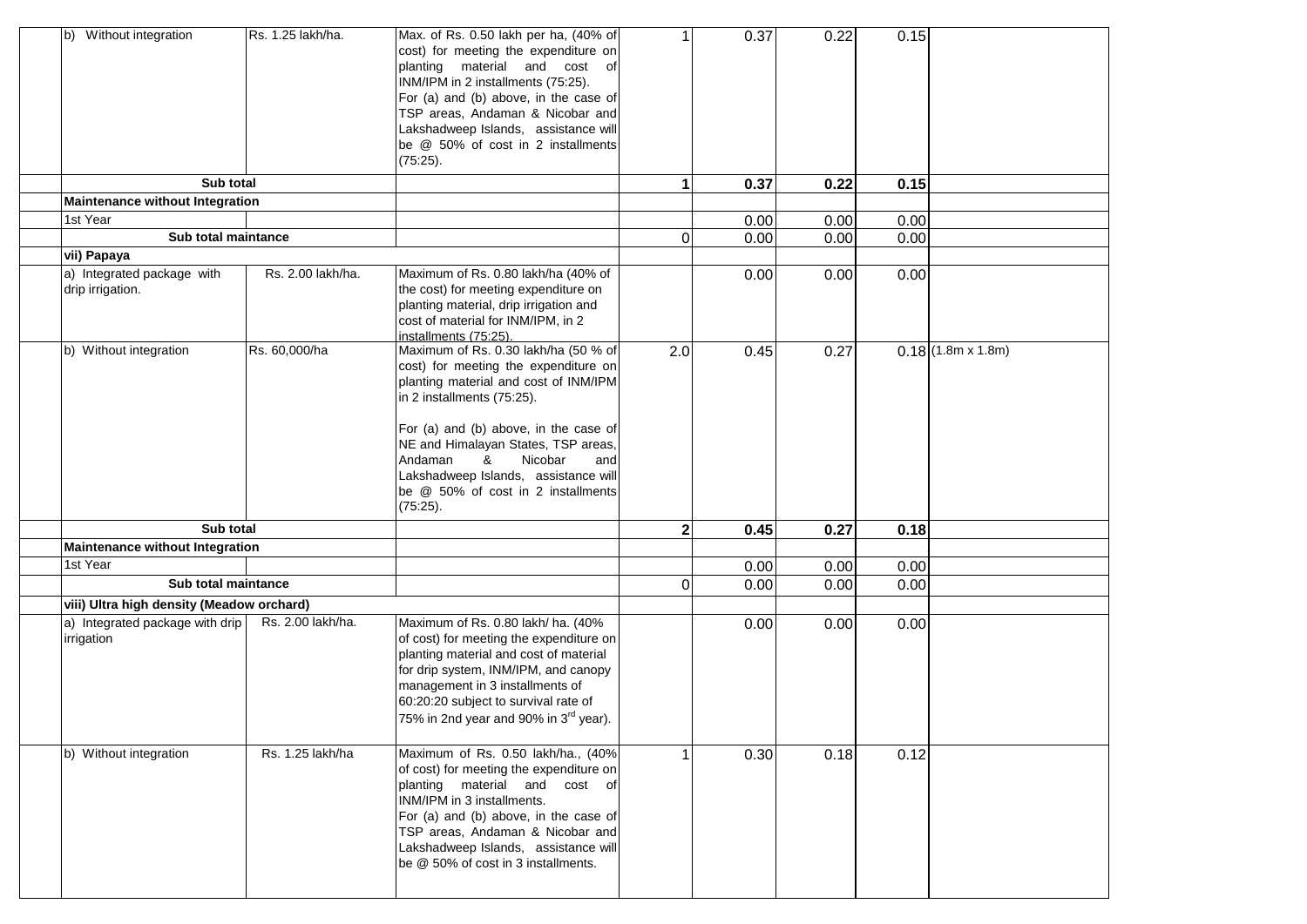| | | | | | | | |
|---|---|---|---|---|---|---|---|
| b) Without integration | Rs. 1.25 lakh/ha. | Max. of Rs. 0.50 lakh per ha, (40% of cost) for meeting the expenditure on planting material and cost of INM/IPM in 2 installments (75:25). For (a) and (b) above, in the case of TSP areas, Andaman & Nicobar and Lakshadweep Islands, assistance will be @ 50% of cost in 2 installments (75:25). | 1 | 0.37 | 0.22 | 0.15 | |
| **Sub total** | | | **1** | **0.37** | **0.22** | **0.15** | |
| **Maintenance without Integration** | | | | | | | |
| 1st Year | | | | 0.00 | 0.00 | 0.00 | |
| **Sub total maintance** | | | 0 | 0.00 | 0.00 | 0.00 | |
| **vii) Papaya** | | | | | | | |
| a) Integrated package with drip irrigation. | Rs. 2.00 lakh/ha. | Maximum of Rs. 0.80 lakh/ha (40% of the cost) for meeting expenditure on planting material, drip irrigation and cost of material for INM/IPM, in 2 installments (75:25). | | 0.00 | 0.00 | 0.00 | |
| b) Without integration | Rs. 60,000/ha | Maximum of Rs. 0.30 lakh/ha (50 % of cost) for meeting the expenditure on planting material and cost of INM/IPM in 2 installments (75:25). For (a) and (b) above, in the case of NE and Himalayan States, TSP areas, Andaman & Nicobar and Lakshadweep Islands, assistance will be @ 50% of cost in 2 installments (75:25). | 2.0 | 0.45 | 0.27 | 0.18 | (1.8m x 1.8m) |
| **Sub total** | | | **2** | **0.45** | **0.27** | **0.18** | |
| **Maintenance without Integration** | | | | | | | |
| 1st Year | | | | 0.00 | 0.00 | 0.00 | |
| **Sub total maintance** | | | 0 | 0.00 | 0.00 | 0.00 | |
| **viii) Ultra high density (Meadow orchard)** | | | | | | | |
| a) Integrated package with drip irrigation | Rs. 2.00 lakh/ha. | Maximum of Rs. 0.80 lakh/ ha. (40% of cost) for meeting the expenditure on planting material and cost of material for drip system, INM/IPM, and canopy management in 3 installments of 60:20:20 subject to survival rate of 75% in 2nd year and 90% in 3rd year). | | 0.00 | 0.00 | 0.00 | |
| b) Without integration | Rs. 1.25 lakh/ha | Maximum of Rs. 0.50 lakh/ha., (40% of cost) for meeting the expenditure on planting material and cost of INM/IPM in 3 installments. For (a) and (b) above, in the case of TSP areas, Andaman & Nicobar and Lakshadweep Islands, assistance will be @ 50% of cost in 3 installments. | 1 | 0.30 | 0.18 | 0.12 | |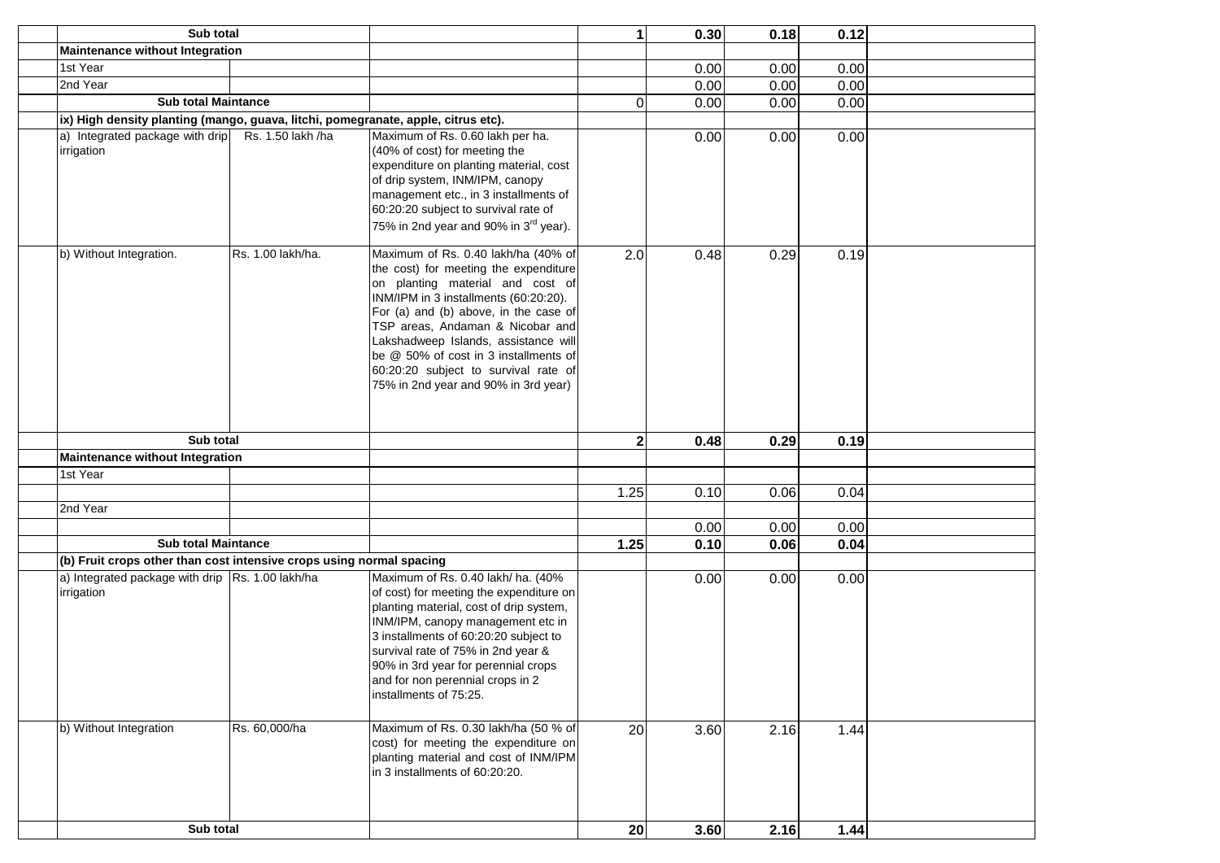| | | | | | | | |
|---|---|---|---|---|---|---|---|
| **Sub total** | | | **1** | **0.30** | **0.18** | **0.12** | |
| **Maintenance without Integration** | | | | | | | |
| 1st Year | | | | 0.00 | 0.00 | 0.00 | |
| 2nd Year | | | | 0.00 | 0.00 | 0.00 | |
| **Sub total Maintance** | | | 0 | 0.00 | 0.00 | 0.00 | |
| **ix) High density planting (mango, guava, litchi, pomegranate, apple, citrus etc).** | | | | | | | |
| a) Integrated package with drip irrigation | Rs. 1.50 lakh /ha | Maximum of Rs. 0.60 lakh per ha. (40% of cost) for meeting the expenditure on planting material, cost of drip system, INM/IPM, canopy management etc., in 3 installments of 60:20:20 subject to survival rate of 75% in 2nd year and 90% in 3rd year). | | 0.00 | 0.00 | 0.00 | |
| b) Without Integration. | Rs. 1.00 lakh/ha. | Maximum of Rs. 0.40 lakh/ha (40% of the cost) for meeting the expenditure on planting material and cost of INM/IPM in 3 installments (60:20:20). For (a) and (b) above, in the case of TSP areas, Andaman & Nicobar and Lakshadweep Islands, assistance will be @ 50% of cost in 3 installments of 60:20:20 subject to survival rate of 75% in 2nd year and 90% in 3rd year) | 2.0 | 0.48 | 0.29 | 0.19 | |
| **Sub total** | | | **2** | **0.48** | **0.29** | **0.19** | |
| **Maintenance without Integration** | | | | | | | |
| 1st Year | | | | | | | |
| | | | 1.25 | 0.10 | 0.06 | 0.04 | |
| 2nd Year | | | | | | | |
| | | | | 0.00 | 0.00 | 0.00 | |
| **Sub total Maintance** | | | **1.25** | **0.10** | **0.06** | **0.04** | |
| **(b) Fruit crops other than cost intensive crops using normal spacing** | | | | | | | |
| a) Integrated package with drip irrigation | Rs. 1.00 lakh/ha | Maximum of Rs. 0.40 lakh/ ha. (40% of cost) for meeting the expenditure on planting material, cost of drip system, INM/IPM, canopy management etc in 3 installments of 60:20:20 subject to survival rate of 75% in 2nd year & 90% in 3rd year for perennial crops and for non perennial crops in 2 installments of 75:25. | | 0.00 | 0.00 | 0.00 | |
| b) Without Integration | Rs. 60,000/ha | Maximum of Rs. 0.30 lakh/ha (50 % of cost) for meeting the expenditure on planting material and cost of INM/IPM in 3 installments of 60:20:20. | 20 | 3.60 | 2.16 | 1.44 | |
| **Sub total** | | | **20** | **3.60** | **2.16** | **1.44** | |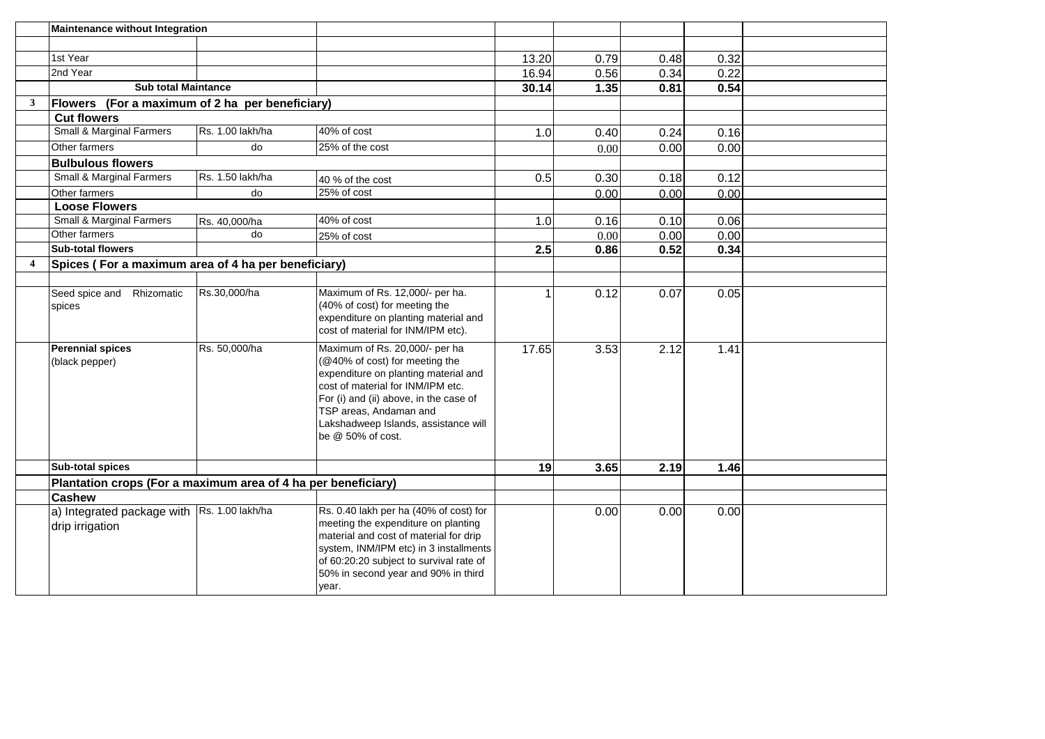| | | | | | | | | |
|---|---|---|---|---|---|---|---|---|
| | **Maintenance without Integration** | | | | | | | |
| | | | | | | | | |
| | 1st Year | | | 13.20 | 0.79 | 0.48 | 0.32 | |
| | 2nd Year | | | 16.94 | 0.56 | 0.34 | 0.22 | |
| | **Sub total Maintance** | | | **30.14** | **1.35** | **0.81** | **0.54** | |
| **3** | **Flowers (For a maximum of 2 ha per beneficiary)** | | | | | | | |
| | **Cut flowers** | | | | | | | |
| | Small & Marginal Farmers | Rs. 1.00 lakh/ha | 40% of cost | 1.0 | 0.40 | 0.24 | 0.16 | |
| | Other farmers | do | 25% of the cost | | 0.00 | 0.00 | 0.00 | |
| | **Bulbulous flowers** | | | | | | | |
| | Small & Marginal Farmers | Rs. 1.50 lakh/ha | 40 % of the cost | 0.5 | 0.30 | 0.18 | 0.12 | |
| | Other farmers | do | 25% of cost | | 0.00 | 0.00 | 0.00 | |
| | **Loose Flowers** | | | | | | | |
| | Small & Marginal Farmers | Rs. 40,000/ha | 40% of cost | 1.0 | 0.16 | 0.10 | 0.06 | |
| | Other farmers | do | 25% of cost | | 0.00 | 0.00 | 0.00 | |
| | **Sub-total flowers** | | | **2.5** | **0.86** | **0.52** | **0.34** | |
| **4** | **Spices ( For a maximum area of 4 ha per beneficiary)** | | | | | | | |
| | | | | | | | | |
| | Seed spice and Rhizomatic spices | Rs.30,000/ha | Maximum of Rs. 12,000/- per ha. (40% of cost) for meeting the expenditure on planting material and cost of material for INM/IPM etc). | 1 | 0.12 | 0.07 | 0.05 | |
| | **Perennial spices** (black pepper) | Rs. 50,000/ha | Maximum of Rs. 20,000/- per ha (@40% of cost) for meeting the expenditure on planting material and cost of material for INM/IPM etc. For (i) and (ii) above, in the case of TSP areas, Andaman and Lakshadweep Islands, assistance will be @ 50% of cost. | 17.65 | 3.53 | 2.12 | 1.41 | |
| | **Sub-total spices** | | | **19** | **3.65** | **2.19** | **1.46** | |
| | **Plantation crops (For a maximum area of 4 ha per beneficiary)** | | | | | | | |
| | **Cashew** | | | | | | | |
| | a) Integrated package with drip irrigation | Rs. 1.00 lakh/ha | Rs. 0.40 lakh per ha (40% of cost) for meeting the expenditure on planting material and cost of material for drip system, INM/IPM etc) in 3 installments of 60:20:20 subject to survival rate of 50% in second year and 90% in third year. | | 0.00 | 0.00 | 0.00 | |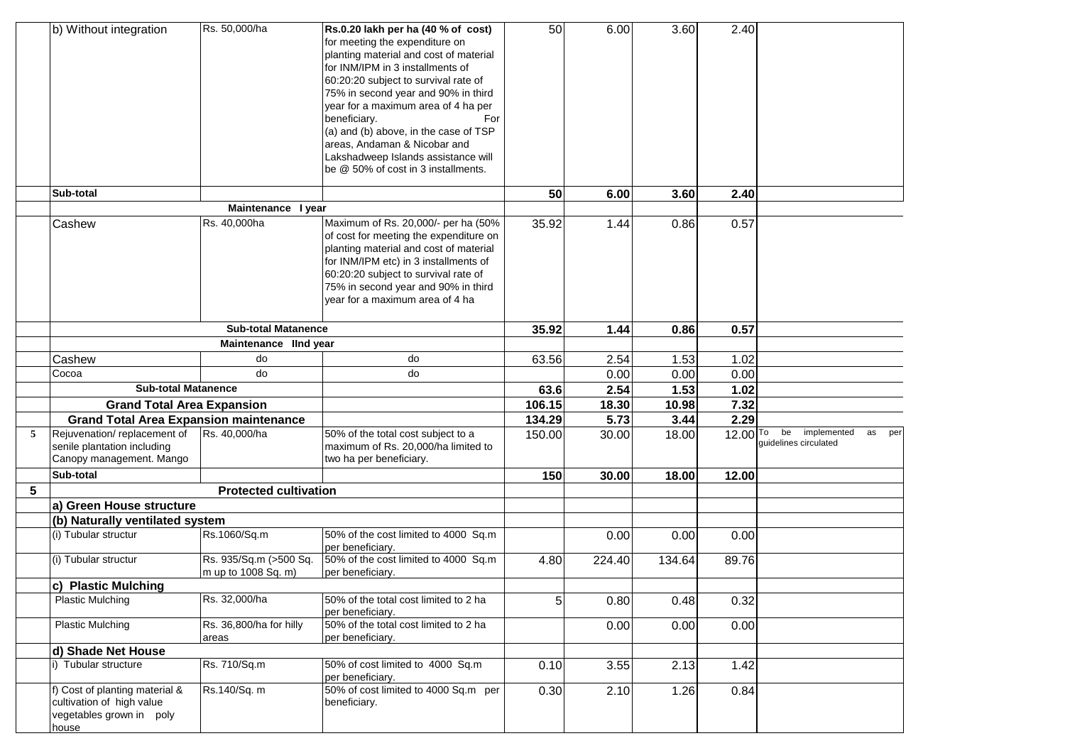| | | | | | | | | |
|---|---|---|---|---|---|---|---|---|
| | b) Without integration | Rs. 50,000/ha | **Rs.0.20 lakh per ha (40 % of cost)** for meeting the expenditure on planting material and cost of material for INM/IPM in 3 installments of 60:20:20 subject to survival rate of 75% in second year and 90% in third year for a maximum area of 4 ha per beneficiary. For (a) and (b) above, in the case of TSP areas, Andaman & Nicobar and Lakshadweep Islands assistance will be @ 50% of cost in 3 installments. | 50 | 6.00 | 3.60 | 2.40 | |
| | **Sub-total** | | | **50** | **6.00** | **3.60** | **2.40** | |
| | | **Maintenance I year** | | | | | | |
| | Cashew | Rs. 40,000ha | Maximum of Rs. 20,000/- per ha (50% of cost for meeting the expenditure on planting material and cost of material for INM/IPM etc) in 3 installments of 60:20:20 subject to survival rate of 75% in second year and 90% in third year for a maximum area of 4 ha | 35.92 | 1.44 | 0.86 | 0.57 | |
| | | **Sub-total Matanence** | | **35.92** | **1.44** | **0.86** | **0.57** | |
| | | **Maintenance IInd year** | | | | | | |
| | Cashew | do | do | 63.56 | 2.54 | 1.53 | 1.02 | |
| | Cocoa | do | do | | 0.00 | 0.00 | 0.00 | |
| | **Sub-total Matanence** | | | **63.6** | **2.54** | **1.53** | **1.02** | |
| | **Grand Total Area Expansion** | | | **106.15** | **18.30** | **10.98** | **7.32** | |
| | **Grand Total Area Expansion maintenance** | | | **134.29** | **5.73** | **3.44** | **2.29** | |
| 5 | Rejuvenation/ replacement of senile plantation including Canopy management. Mango | Rs. 40,000/ha | 50% of the total cost subject to a maximum of Rs. 20,000/ha limited to two ha per beneficiary. | 150.00 | 30.00 | 18.00 | 12.00 | To be implemented as per guidelines circulated |
| | **Sub-total** | | | **150** | **30.00** | **18.00** | **12.00** | |
| **5** | | **Protected cultivation** | | | | | | |
| | **a) Green House structure** | | | | | | | |
| | **(b) Naturally ventilated system** | | | | | | | |
| | (i) Tubular structur | Rs.1060/Sq.m | 50% of the cost limited to 4000 Sq.m per beneficiary. | | 0.00 | 0.00 | 0.00 | |
| | (i) Tubular structur | Rs. 935/Sq.m (>500 Sq. m up to 1008 Sq. m) | 50% of the cost limited to 4000 Sq.m per beneficiary. | 4.80 | 224.40 | 134.64 | 89.76 | |
| | **c) Plastic Mulching** | | | | | | | |
| | Plastic Mulching | Rs. 32,000/ha | 50% of the total cost limited to 2 ha per beneficiary. | 5 | 0.80 | 0.48 | 0.32 | |
| | Plastic Mulching | Rs. 36,800/ha for hilly areas | 50% of the total cost limited to 2 ha per beneficiary. | | 0.00 | 0.00 | 0.00 | |
| | **d) Shade Net House** | | | | | | | |
| | i) Tubular structure | Rs. 710/Sq.m | 50% of cost limited to 4000 Sq.m per beneficiary. | 0.10 | 3.55 | 2.13 | 1.42 | |
| | f) Cost of planting material & cultivation of high value vegetables grown in poly house | Rs.140/Sq. m | 50% of cost limited to 4000 Sq.m per beneficiary. | 0.30 | 2.10 | 1.26 | 0.84 | |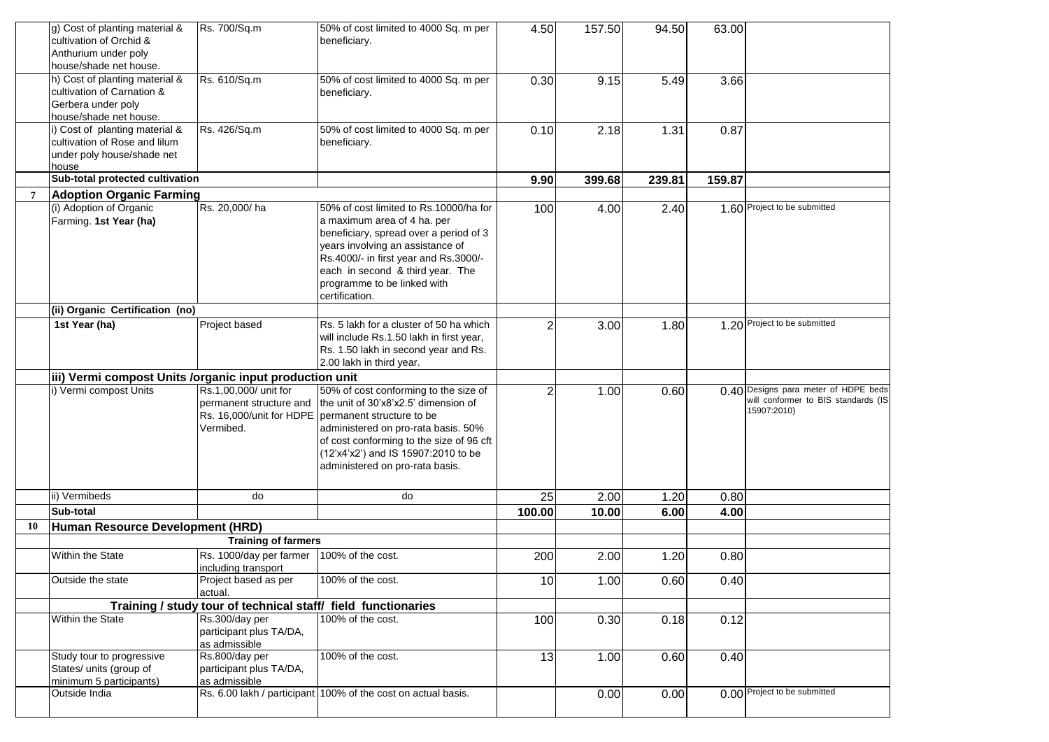| | g) Cost of planting material & cultivation of Orchid & Anthurium under poly house/shade net house. | Rs. 700/Sq.m | 50% of cost limited to 4000 Sq. m per beneficiary. | 4.50 | 157.50 | 94.50 | 63.00 | |
|---|---|---|---|---|---|---|---|---|
| | h) Cost of planting material & cultivation of Carnation & Gerbera under poly house/shade net house. | Rs. 610/Sq.m | 50% of cost limited to 4000 Sq. m per beneficiary. | 0.30 | 9.15 | 5.49 | 3.66 | |
| | i) Cost of planting material & cultivation of Rose and lilum under poly house/shade net house | Rs. 426/Sq.m | 50% of cost limited to 4000 Sq. m per beneficiary. | 0.10 | 2.18 | 1.31 | 0.87 | |
| | **Sub-total protected cultivation** | | | **9.90** | **399.68** | **239.81** | **159.87** | |
| **7** | **Adoption Organic Farming** | | | | | | | |
| | (i) Adoption of Organic Farming. **1st Year (ha)** | Rs. 20,000/ ha | 50% of cost limited to Rs.10000/ha for a maximum area of 4 ha. per beneficiary, spread over a period of 3 years involving an assistance of Rs.4000/- in first year and Rs.3000/- each in second & third year. The programme to be linked with certification. | 100 | 4.00 | 2.40 | 1.60 | Project to be submitted |
| | **(ii) Organic Certification (no)** | | | | | | | |
| | **1st Year (ha)** | Project based | Rs. 5 lakh for a cluster of 50 ha which will include Rs.1.50 lakh in first year, Rs. 1.50 lakh in second year and Rs. 2.00 lakh in third year. | 2 | 3.00 | 1.80 | 1.20 | Project to be submitted |
| | **iii) Vermi compost Units /organic input production unit** | | | | | | | |
| | i) Vermi compost Units | Rs.1,00,000/ unit for permanent structure and Rs. 16,000/unit for HDPE Vermibed. | 50% of cost conforming to the size of the unit of 30'x8'x2.5' dimension of permanent structure to be administered on pro-rata basis. 50% of cost conforming to the size of 96 cft (12'x4'x2') and IS 15907:2010 to be administered on pro-rata basis. | 2 | 1.00 | 0.60 | 0.40 | Designs para meter of HDPE beds will conformer to BIS standards (IS 15907:2010) |
| | ii) Vermibeds | do | do | 25 | 2.00 | 1.20 | 0.80 | |
| | **Sub-total** | | | **100.00** | **10.00** | **6.00** | **4.00** | |
| **10** | **Human Resource Development (HRD)** | | | | | | | |
| | | **Training of farmers** | | | | | | |
| | Within the State | Rs. 1000/day per farmer including transport | 100% of the cost. | 200 | 2.00 | 1.20 | 0.80 | |
| | Outside the state | Project based as per actual. | 100% of the cost. | 10 | 1.00 | 0.60 | 0.40 | |
| | | **Training / study tour of technical staff/ field functionaries** | | | | | | |
| | Within the State | Rs.300/day per participant plus TA/DA, as admissible | 100% of the cost. | 100 | 0.30 | 0.18 | 0.12 | |
| | Study tour to progressive States/ units (group of minimum 5 participants) | Rs.800/day per participant plus TA/DA, as admissible | 100% of the cost. | 13 | 1.00 | 0.60 | 0.40 | |
| | Outside India | Rs. 6.00 lakh / participant | 100% of the cost on actual basis. | | 0.00 | 0.00 | 0.00 | Project to be submitted |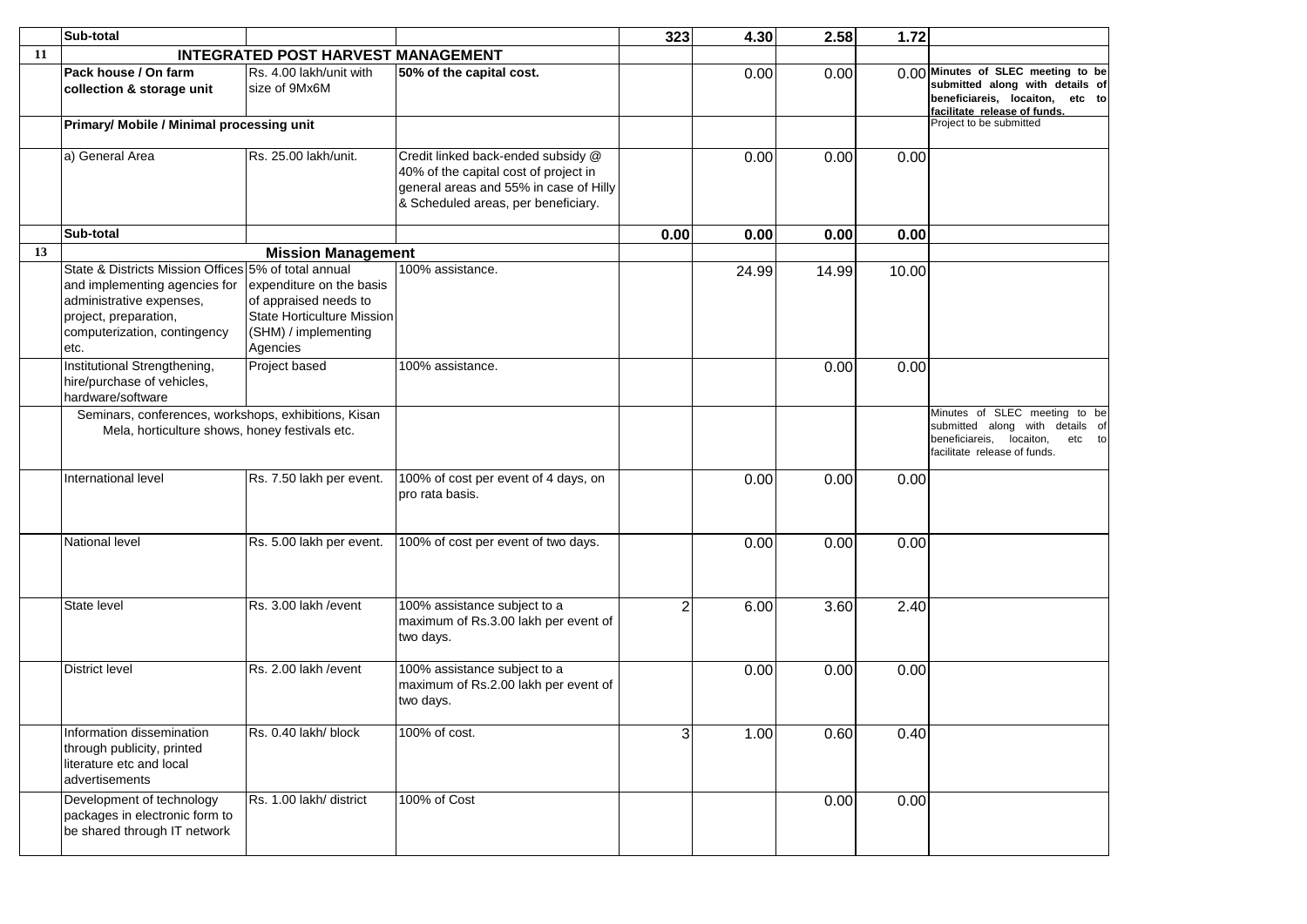| | | | | | | | | |
|---|---|---|---|---|---|---|---|---|
| | **Sub-total** | | | **323** | **4.30** | **2.58** | **1.72** | |
| **11** | **INTEGRATED POST HARVEST MANAGEMENT** | | | | | | | |
| | **Pack house / On farm collection & storage unit** | Rs. 4.00 lakh/unit with size of 9Mx6M | **50% of the capital cost.** | | 0.00 | 0.00 | 0.00 | **Minutes of SLEC meeting to be submitted along with details of beneficiareis, locaiton, etc to facilitate release of funds.** |
| | **Primary/ Mobile / Minimal processing unit** | | | | | | | Project to be submitted |
| | a) General Area | Rs. 25.00 lakh/unit. | Credit linked back-ended subsidy @ 40% of the capital cost of project in general areas and 55% in case of Hilly & Scheduled areas, per beneficiary. | | 0.00 | 0.00 | 0.00 | |
| | **Sub-total** | | | **0.00** | **0.00** | **0.00** | **0.00** | |
| **13** | **Mission Management** | | | | | | | |
| | State & Districts Mission Offices and implementing agencies for administrative expenses, project, preparation, computerization, contingency etc. | 5% of total annual expenditure on the basis of appraised needs to State Horticulture Mission (SHM) / implementing Agencies | 100% assistance. | | 24.99 | 14.99 | 10.00 | |
| | Institutional Strengthening, hire/purchase of vehicles, hardware/software | Project based | 100% assistance. | | | 0.00 | 0.00 | |
| | Seminars, conferences, workshops, exhibitions, Kisan Mela, horticulture shows, honey festivals etc. | | | | | | | Minutes of SLEC meeting to be submitted along with details of beneficiareis, locaiton, etc to facilitate release of funds. |
| | International level | Rs. 7.50 lakh per event. | 100% of cost per event of 4 days, on pro rata basis. | | 0.00 | 0.00 | 0.00 | |
| | National level | Rs. 5.00 lakh per event. | 100% of cost per event of two days. | | 0.00 | 0.00 | 0.00 | |
| | State level | Rs. 3.00 lakh /event | 100% assistance subject to a maximum of Rs.3.00 lakh per event of two days. | 2 | 6.00 | 3.60 | 2.40 | |
| | District level | Rs. 2.00 lakh /event | 100% assistance subject to a maximum of Rs.2.00 lakh per event of two days. | | 0.00 | 0.00 | 0.00 | |
| | Information dissemination through publicity, printed literature etc and local advertisements | Rs. 0.40 lakh/ block | 100% of cost. | 3 | 1.00 | 0.60 | 0.40 | |
| | Development of technology packages in electronic form to be shared through IT network | Rs. 1.00 lakh/ district | 100% of Cost | | | 0.00 | 0.00 | |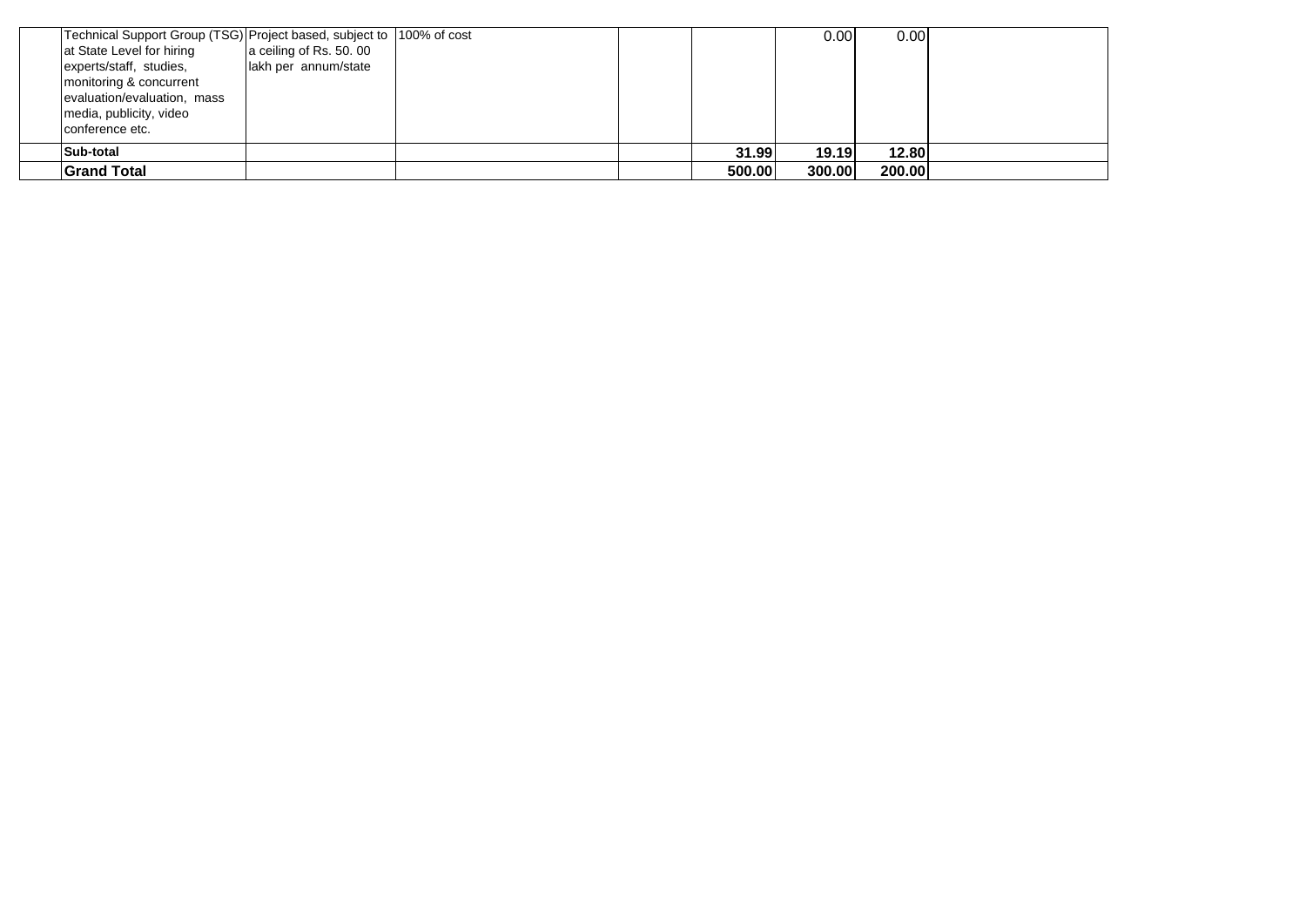| | | | | | | | | |
|---|---|---|---|---|---|---|---|---|
| | Technical Support Group (TSG) at State Level for hiring experts/staff, studies, monitoring & concurrent evaluation/evaluation, mass media, publicity, video conference etc. | Project based, subject to a ceiling of Rs. 50. 00 lakh per annum/state | 100% of cost | | | 0.00 | 0.00 | |
| | **Sub-total** | | | | **31.99** | **19.19** | **12.80** | |
| | **Grand Total** | | | | **500.00** | **300.00** | **200.00** | |